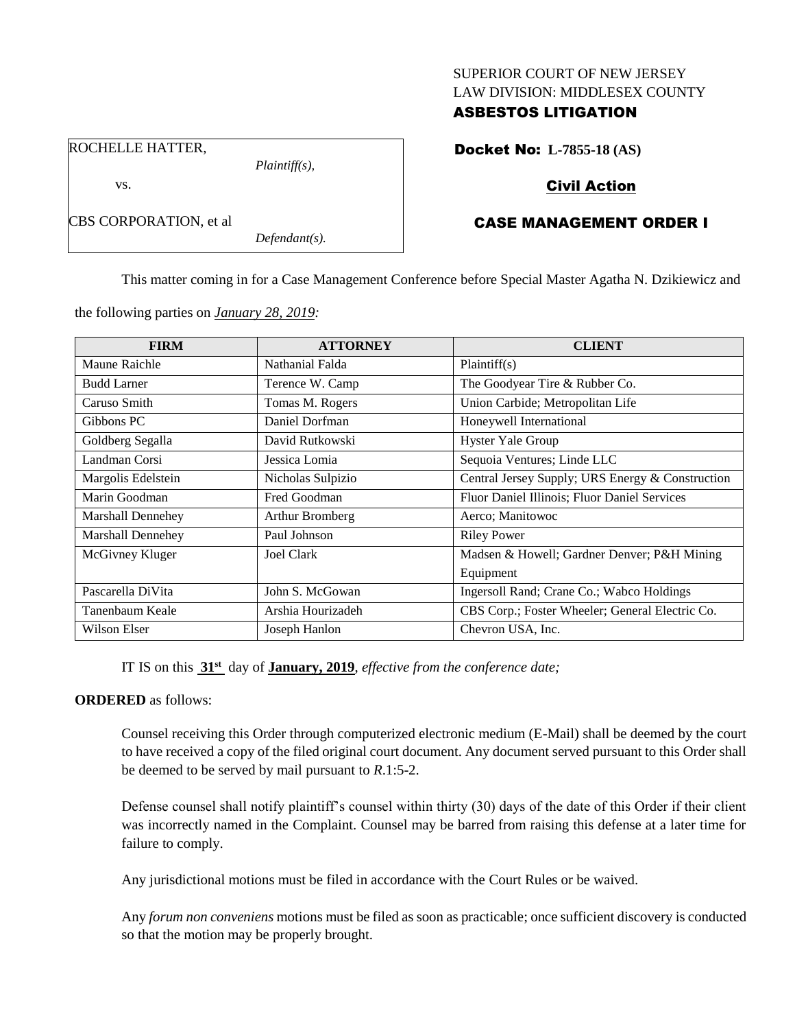SUPERIOR COURT OF NEW JERSEY
LAW DIVISION: MIDDLESEX COUNTY
**ASBESTOS LITIGATION**

ROCHELLE HATTER,
*Plaintiff(s),*

vs.

CBS CORPORATION, et al
*Defendant(s).*

**Docket No: L-7855-18 (AS)**

**Civil Action**

## CASE MANAGEMENT ORDER I

This matter coming in for a Case Management Conference before Special Master Agatha N. Dzikiewicz and the following parties on *January 28, 2019:*

| FIRM | ATTORNEY | CLIENT |
|---|---|---|
| Maune Raichle | Nathanial Falda | Plaintiff(s) |
| Budd Larner | Terence W. Camp | The Goodyear Tire & Rubber Co. |
| Caruso Smith | Tomas M. Rogers | Union Carbide; Metropolitan Life |
| Gibbons PC | Daniel Dorfman | Honeywell International |
| Goldberg Segalla | David Rutkowski | Hyster Yale Group |
| Landman Corsi | Jessica Lomia | Sequoia Ventures; Linde LLC |
| Margolis Edelstein | Nicholas Sulpizio | Central Jersey Supply; URS Energy & Construction |
| Marin Goodman | Fred Goodman | Fluor Daniel Illinois; Fluor Daniel Services |
| Marshall Dennehey | Arthur Bromberg | Aerco; Manitowoc |
| Marshall Dennehey | Paul Johnson | Riley Power |
| McGivney Kluger | Joel Clark | Madsen & Howell; Gardner Denver; P&H Mining Equipment |
| Pascarella DiVita | John S. McGowan | Ingersoll Rand; Crane Co.; Wabco Holdings |
| Tanenbaum Keale | Arshia Hourizadeh | CBS Corp.; Foster Wheeler; General Electric Co. |
| Wilson Elser | Joseph Hanlon | Chevron USA, Inc. |

IT IS on this **31st** day of **January, 2019**, *effective from the conference date;*

**ORDERED** as follows:

Counsel receiving this Order through computerized electronic medium (E-Mail) shall be deemed by the court to have received a copy of the filed original court document. Any document served pursuant to this Order shall be deemed to be served by mail pursuant to *R*.1:5-2.

Defense counsel shall notify plaintiff's counsel within thirty (30) days of the date of this Order if their client was incorrectly named in the Complaint. Counsel may be barred from raising this defense at a later time for failure to comply.

Any jurisdictional motions must be filed in accordance with the Court Rules or be waived.

Any *forum non conveniens* motions must be filed as soon as practicable; once sufficient discovery is conducted so that the motion may be properly brought.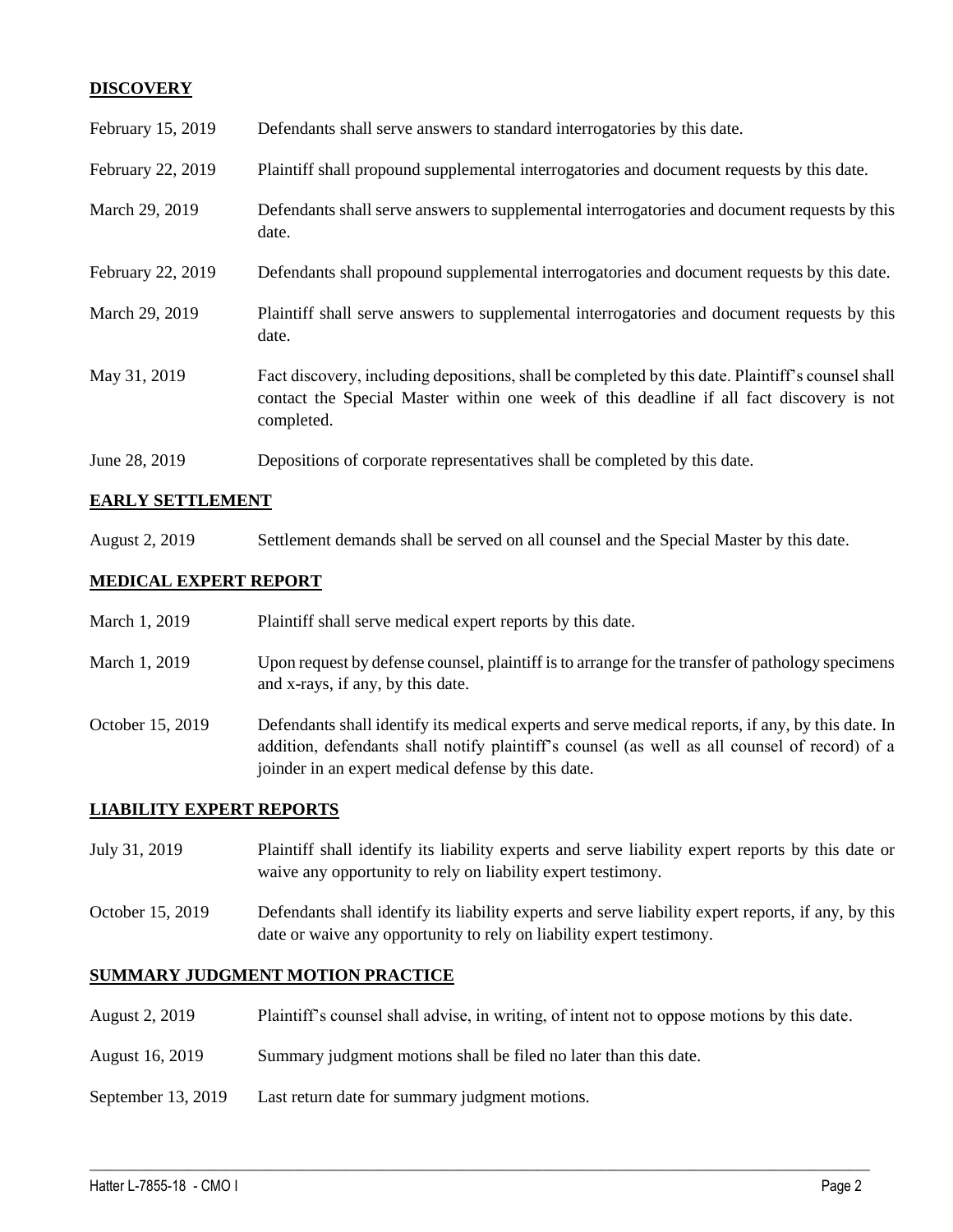## DISCOVERY

| | |
|---|---|
| February 15, 2019 | Defendants shall serve answers to standard interrogatories by this date. |
| February 22, 2019 | Plaintiff shall propound supplemental interrogatories and document requests by this date. |
| March 29, 2019 | Defendants shall serve answers to supplemental interrogatories and document requests by this date. |
| February 22, 2019 | Defendants shall propound supplemental interrogatories and document requests by this date. |
| March 29, 2019 | Plaintiff shall serve answers to supplemental interrogatories and document requests by this date. |
| May 31, 2019 | Fact discovery, including depositions, shall be completed by this date. Plaintiff's counsel shall contact the Special Master within one week of this deadline if all fact discovery is not completed. |
| June 28, 2019 | Depositions of corporate representatives shall be completed by this date. |

## EARLY SETTLEMENT

| | |
|---|---|
| August 2, 2019 | Settlement demands shall be served on all counsel and the Special Master by this date. |

## MEDICAL EXPERT REPORT

| | |
|---|---|
| March 1, 2019 | Plaintiff shall serve medical expert reports by this date. |
| March 1, 2019 | Upon request by defense counsel, plaintiff is to arrange for the transfer of pathology specimens and x-rays, if any, by this date. |
| October 15, 2019 | Defendants shall identify its medical experts and serve medical reports, if any, by this date. In addition, defendants shall notify plaintiff's counsel (as well as all counsel of record) of a joinder in an expert medical defense by this date. |

## LIABILITY EXPERT REPORTS

| | |
|---|---|
| July 31, 2019 | Plaintiff shall identify its liability experts and serve liability expert reports by this date or waive any opportunity to rely on liability expert testimony. |
| October 15, 2019 | Defendants shall identify its liability experts and serve liability expert reports, if any, by this date or waive any opportunity to rely on liability expert testimony. |

## SUMMARY JUDGMENT MOTION PRACTICE

| | |
|---|---|
| August 2, 2019 | Plaintiff's counsel shall advise, in writing, of intent not to oppose motions by this date. |
| August 16, 2019 | Summary judgment motions shall be filed no later than this date. |
| September 13, 2019 | Last return date for summary judgment motions. |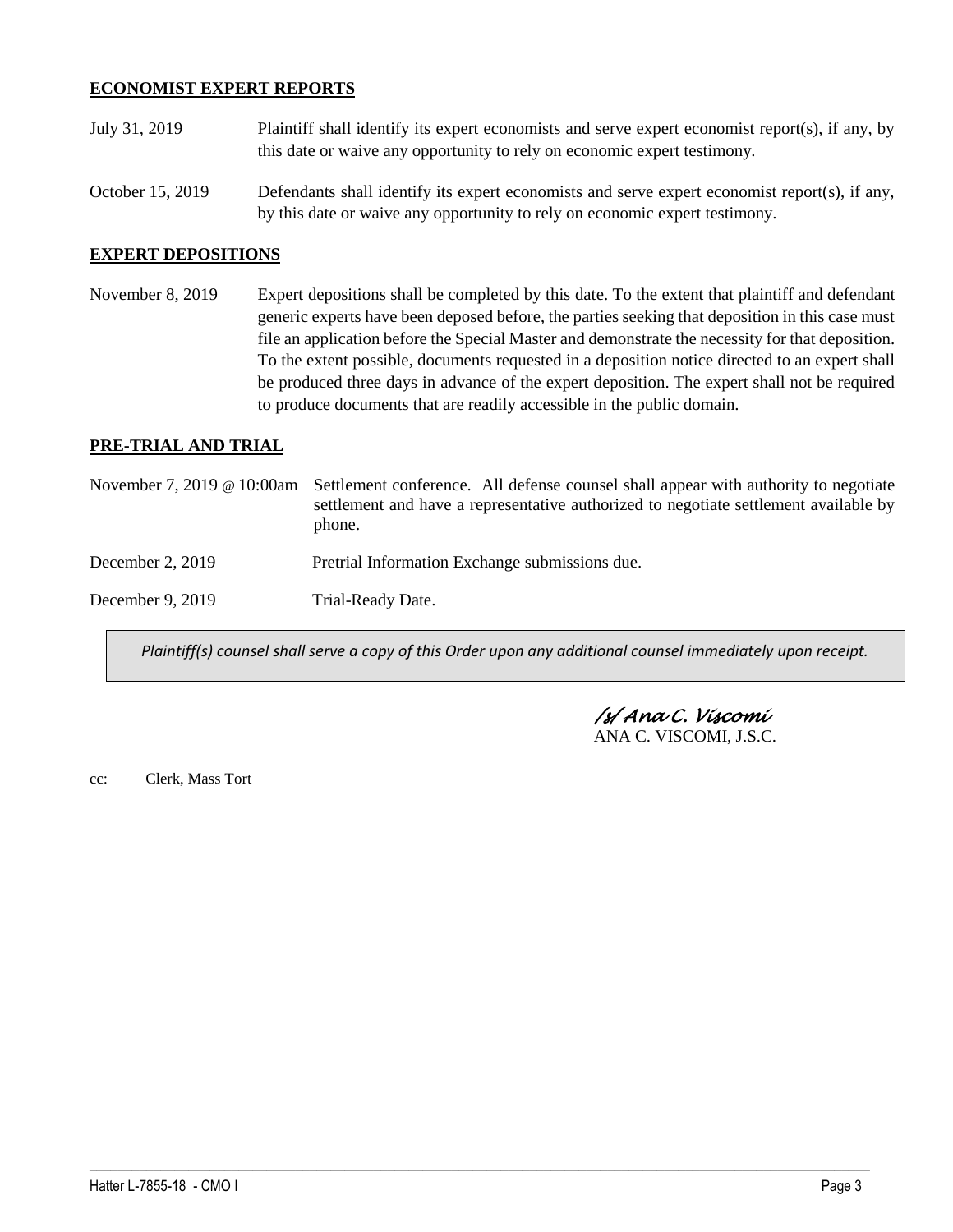**ECONOMIST EXPERT REPORTS**

| | |
|---|---|
| July 31, 2019 | Plaintiff shall identify its expert economists and serve expert economist report(s), if any, by this date or waive any opportunity to rely on economic expert testimony. |
| October 15, 2019 | Defendants shall identify its expert economists and serve expert economist report(s), if any, by this date or waive any opportunity to rely on economic expert testimony. |

**EXPERT DEPOSITIONS**

| | |
|---|---|
| November 8, 2019 | Expert depositions shall be completed by this date. To the extent that plaintiff and defendant generic experts have been deposed before, the parties seeking that deposition in this case must file an application before the Special Master and demonstrate the necessity for that deposition. To the extent possible, documents requested in a deposition notice directed to an expert shall be produced three days in advance of the expert deposition. The expert shall not be required to produce documents that are readily accessible in the public domain. |

**PRE-TRIAL AND TRIAL**

| | |
|---|---|
| November 7, 2019 @ 10:00am | Settlement conference. All defense counsel shall appear with authority to negotiate settlement and have a representative authorized to negotiate settlement available by phone. |
| December 2, 2019 | Pretrial Information Exchange submissions due. |
| December 9, 2019 | Trial-Ready Date. |

*Plaintiff(s) counsel shall serve a copy of this Order upon any additional counsel immediately upon receipt.*

*/s/ Ana C. Viscomi*
ANA C. VISCOMI, J.S.C.

cc: Clerk, Mass Tort